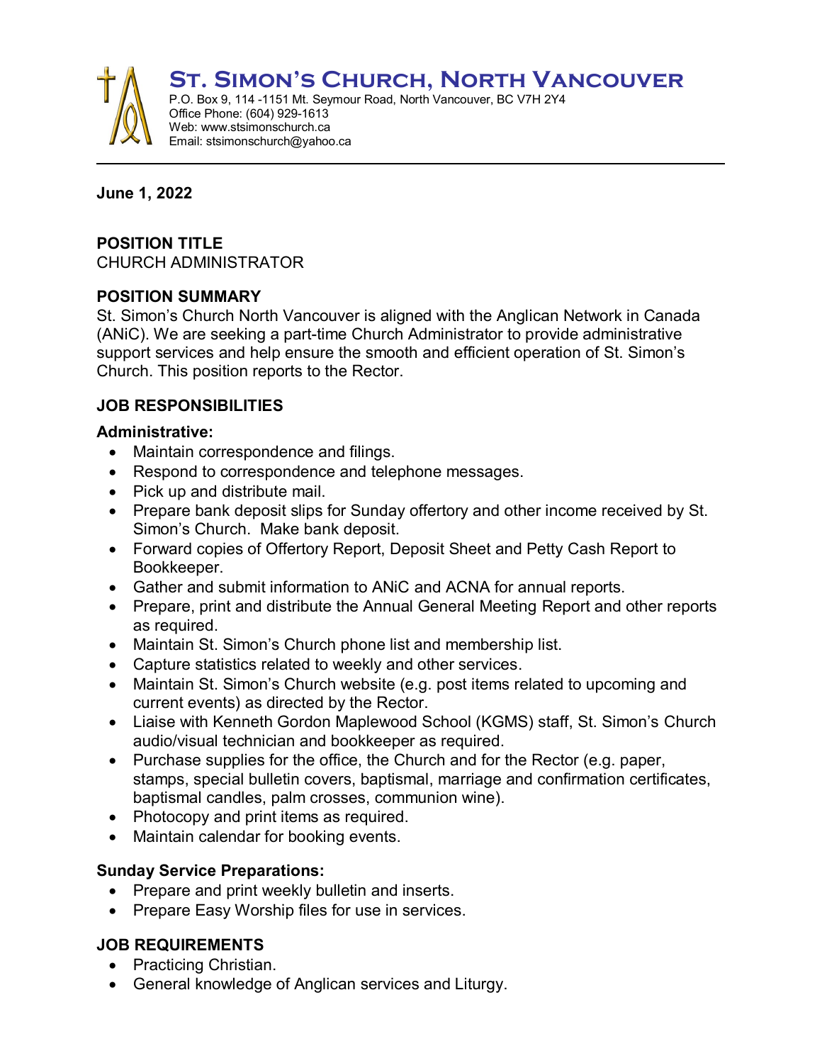# St. Simon's Church, North Vancouver

P.O. Box 9, 114 -1151 Mt. Seymour Road, North Vancouver, BC V7H 2Y4
Office Phone: (604) 929-1613
Web: www.stsimonschurch.ca
Email: stsimonschurch@yahoo.ca

**June 1, 2022**

**POSITION TITLE**
CHURCH ADMINISTRATOR

**POSITION SUMMARY**
St. Simon's Church North Vancouver is aligned with the Anglican Network in Canada (ANiC). We are seeking a part-time Church Administrator to provide administrative support services and help ensure the smooth and efficient operation of St. Simon's Church. This position reports to the Rector.

**JOB RESPONSIBILITIES**

**Administrative:**

- Maintain correspondence and filings.
- Respond to correspondence and telephone messages.
- Pick up and distribute mail.
- Prepare bank deposit slips for Sunday offertory and other income received by St. Simon's Church. Make bank deposit.
- Forward copies of Offertory Report, Deposit Sheet and Petty Cash Report to Bookkeeper.
- Gather and submit information to ANiC and ACNA for annual reports.
- Prepare, print and distribute the Annual General Meeting Report and other reports as required.
- Maintain St. Simon's Church phone list and membership list.
- Capture statistics related to weekly and other services.
- Maintain St. Simon's Church website (e.g. post items related to upcoming and current events) as directed by the Rector.
- Liaise with Kenneth Gordon Maplewood School (KGMS) staff, St. Simon's Church audio/visual technician and bookkeeper as required.
- Purchase supplies for the office, the Church and for the Rector (e.g. paper, stamps, special bulletin covers, baptismal, marriage and confirmation certificates, baptismal candles, palm crosses, communion wine).
- Photocopy and print items as required.
- Maintain calendar for booking events.

**Sunday Service Preparations:**

- Prepare and print weekly bulletin and inserts.
- Prepare Easy Worship files for use in services.

**JOB REQUIREMENTS**

- Practicing Christian.
- General knowledge of Anglican services and Liturgy.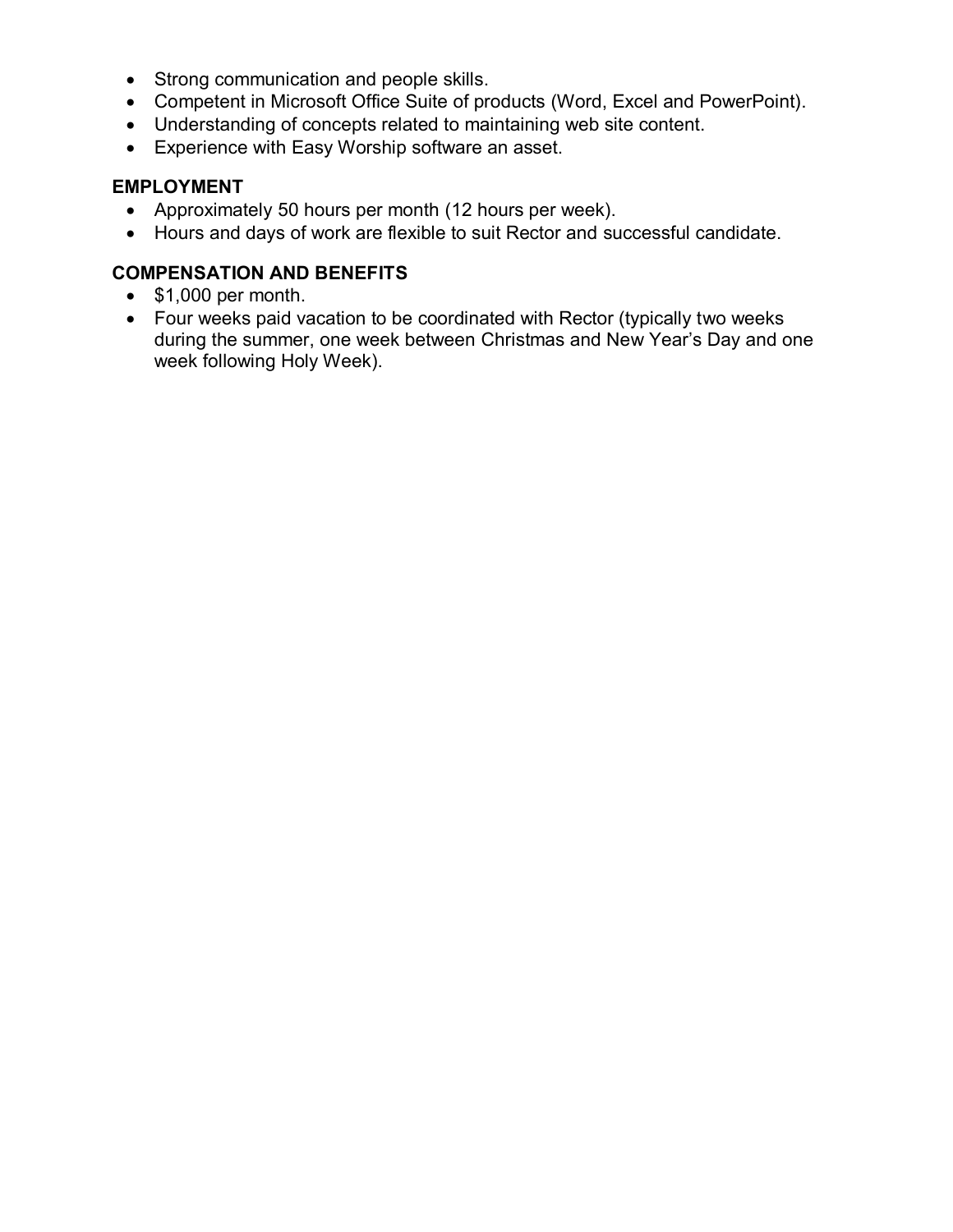- Strong communication and people skills.
- Competent in Microsoft Office Suite of products (Word, Excel and PowerPoint).
- Understanding of concepts related to maintaining web site content.
- Experience with Easy Worship software an asset.

**EMPLOYMENT**

- Approximately 50 hours per month (12 hours per week).
- Hours and days of work are flexible to suit Rector and successful candidate.

**COMPENSATION AND BENEFITS**

- $1,000 per month.
- Four weeks paid vacation to be coordinated with Rector (typically two weeks during the summer, one week between Christmas and New Year's Day and one week following Holy Week).